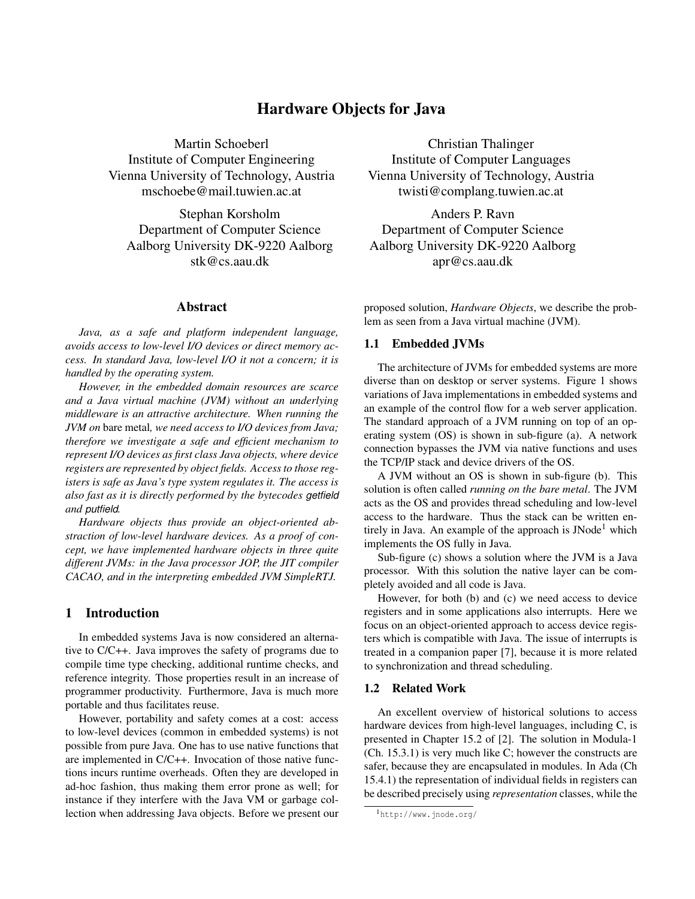# Hardware Objects for Java

Martin Schoeberl
Institute of Computer Engineering
Vienna University of Technology, Austria
mschoebe@mail.tuwien.ac.at

Christian Thalinger
Institute of Computer Languages
Vienna University of Technology, Austria
twisti@complang.tuwien.ac.at

Stephan Korsholm
Department of Computer Science
Aalborg University DK-9220 Aalborg
stk@cs.aau.dk

Anders P. Ravn
Department of Computer Science
Aalborg University DK-9220 Aalborg
apr@cs.aau.dk

## Abstract

*Java, as a safe and platform independent language, avoids access to low-level I/O devices or direct memory access. In standard Java, low-level I/O it not a concern; it is handled by the operating system.*

*However, in the embedded domain resources are scarce and a Java virtual machine (JVM) without an underlying middleware is an attractive architecture. When running the JVM on* bare metal*, we need access to I/O devices from Java; therefore we investigate a safe and efficient mechanism to represent I/O devices as first class Java objects, where device registers are represented by object fields. Access to those registers is safe as Java's type system regulates it. The access is also fast as it is directly performed by the bytecodes getfield and putfield.*

*Hardware objects thus provide an object-oriented abstraction of low-level hardware devices. As a proof of concept, we have implemented hardware objects in three quite different JVMs: in the Java processor JOP, the JIT compiler CACAO, and in the interpreting embedded JVM SimpleRTJ.*

## 1 Introduction

In embedded systems Java is now considered an alternative to C/C++. Java improves the safety of programs due to compile time type checking, additional runtime checks, and reference integrity. Those properties result in an increase of programmer productivity. Furthermore, Java is much more portable and thus facilitates reuse.

However, portability and safety comes at a cost: access to low-level devices (common in embedded systems) is not possible from pure Java. One has to use native functions that are implemented in C/C++. Invocation of those native functions incurs runtime overheads. Often they are developed in ad-hoc fashion, thus making them error prone as well; for instance if they interfere with the Java VM or garbage collection when addressing Java objects. Before we present our proposed solution, *Hardware Objects*, we describe the problem as seen from a Java virtual machine (JVM).

### 1.1 Embedded JVMs

The architecture of JVMs for embedded systems are more diverse than on desktop or server systems. Figure 1 shows variations of Java implementations in embedded systems and an example of the control flow for a web server application. The standard approach of a JVM running on top of an operating system (OS) is shown in sub-figure (a). A network connection bypasses the JVM via native functions and uses the TCP/IP stack and device drivers of the OS.

A JVM without an OS is shown in sub-figure (b). This solution is often called *running on the bare metal*. The JVM acts as the OS and provides thread scheduling and low-level access to the hardware. Thus the stack can be written entirely in Java. An example of the approach is JNode[1] which implements the OS fully in Java.

Sub-figure (c) shows a solution where the JVM is a Java processor. With this solution the native layer can be completely avoided and all code is Java.

However, for both (b) and (c) we need access to device registers and in some applications also interrupts. Here we focus on an object-oriented approach to access device registers which is compatible with Java. The issue of interrupts is treated in a companion paper [7], because it is more related to synchronization and thread scheduling.

### 1.2 Related Work

An excellent overview of historical solutions to access hardware devices from high-level languages, including C, is presented in Chapter 15.2 of [2]. The solution in Modula-1 (Ch. 15.3.1) is very much like C; however the constructs are safer, because they are encapsulated in modules. In Ada (Ch 15.4.1) the representation of individual fields in registers can be described precisely using *representation* classes, while the

[1] http://www.jnode.org/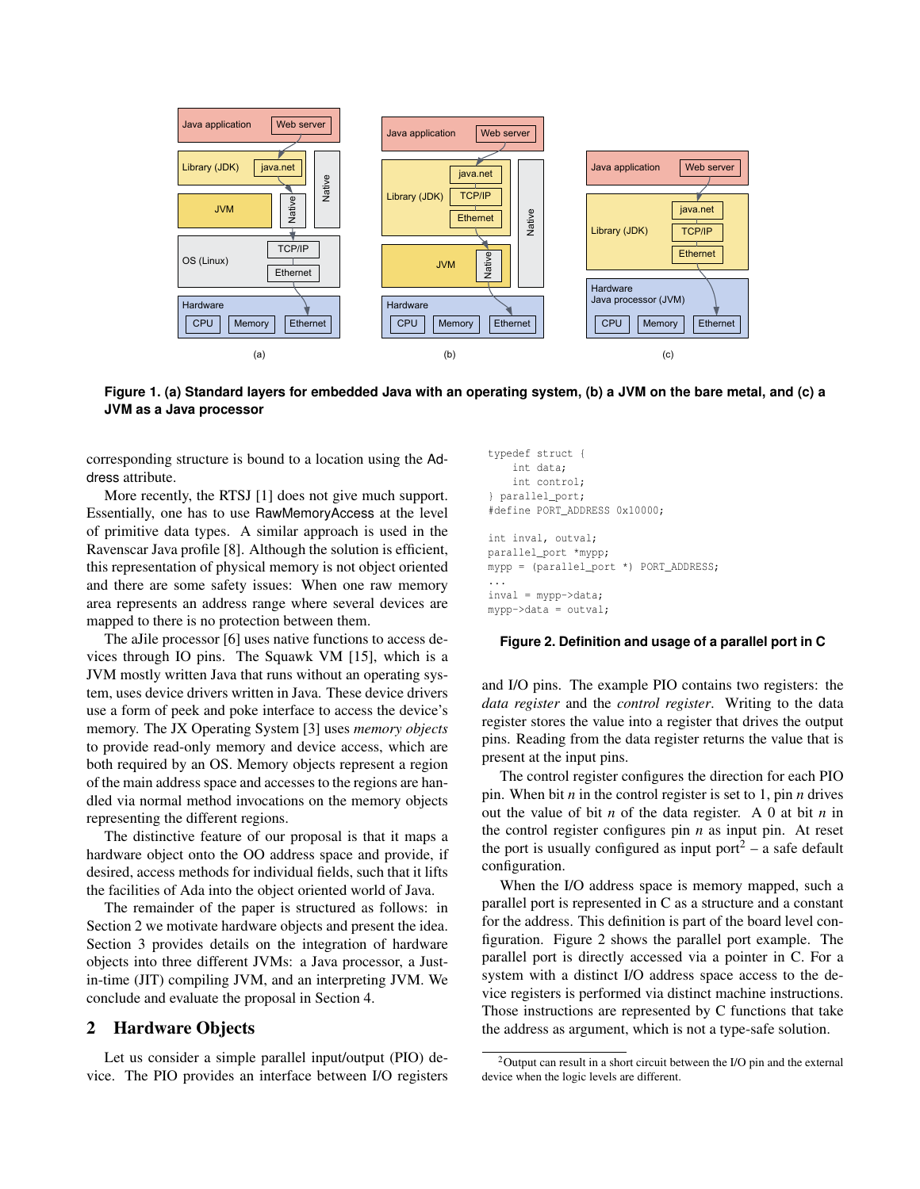Figure 1. (a) Standard layers for embedded Java with an operating system, (b) a JVM on the bare metal, and (c) a JVM as a Java processor

corresponding structure is bound to a location using the Address attribute.

More recently, the RTSJ [1] does not give much support. Essentially, one has to use RawMemoryAccess at the level of primitive data types. A similar approach is used in the Ravenscar Java profile [8]. Although the solution is efficient, this representation of physical memory is not object oriented and there are some safety issues: When one raw memory area represents an address range where several devices are mapped to there is no protection between them.

The aJile processor [6] uses native functions to access devices through IO pins. The Squawk VM [15], which is a JVM mostly written Java that runs without an operating system, uses device drivers written in Java. These device drivers use a form of peek and poke interface to access the device's memory. The JX Operating System [3] uses *memory objects* to provide read-only memory and device access, which are both required by an OS. Memory objects represent a region of the main address space and accesses to the regions are handled via normal method invocations on the memory objects representing the different regions.

The distinctive feature of our proposal is that it maps a hardware object onto the OO address space and provide, if desired, access methods for individual fields, such that it lifts the facilities of Ada into the object oriented world of Java.

The remainder of the paper is structured as follows: in Section 2 we motivate hardware objects and present the idea. Section 3 provides details on the integration of hardware objects into three different JVMs: a Java processor, a Just-in-time (JIT) compiling JVM, and an interpreting JVM. We conclude and evaluate the proposal in Section 4.

## 2 Hardware Objects

Let us consider a simple parallel input/output (PIO) device. The PIO provides an interface between I/O registers and I/O pins. The example PIO contains two registers: the *data register* and the *control register*. Writing to the data register stores the value into a register that drives the output pins. Reading from the data register returns the value that is present at the input pins.

```
typedef struct {
    int data;
    int control;
} parallel_port;
#define PORT_ADDRESS 0x10000;

int inval, outval;
parallel_port *mypp;
mypp = (parallel_port *) PORT_ADDRESS;
...
inval = mypp->data;
mypp->data = outval;
```

**Figure 2. Definition and usage of a parallel port in C**

The control register configures the direction for each PIO pin. When bit $n$ in the control register is set to 1, pin $n$ drives out the value of bit $n$ of the data register. A 0 at bit $n$ in the control register configures pin $n$ as input pin. At reset the port is usually configured as input port[2] – a safe default configuration.

When the I/O address space is memory mapped, such a parallel port is represented in C as a structure and a constant for the address. This definition is part of the board level configuration. Figure 2 shows the parallel port example. The parallel port is directly accessed via a pointer in C. For a system with a distinct I/O address space access to the device registers is performed via distinct machine instructions. Those instructions are represented by C functions that take the address as argument, which is not a type-safe solution.

[2] Output can result in a short circuit between the I/O pin and the external device when the logic levels are different.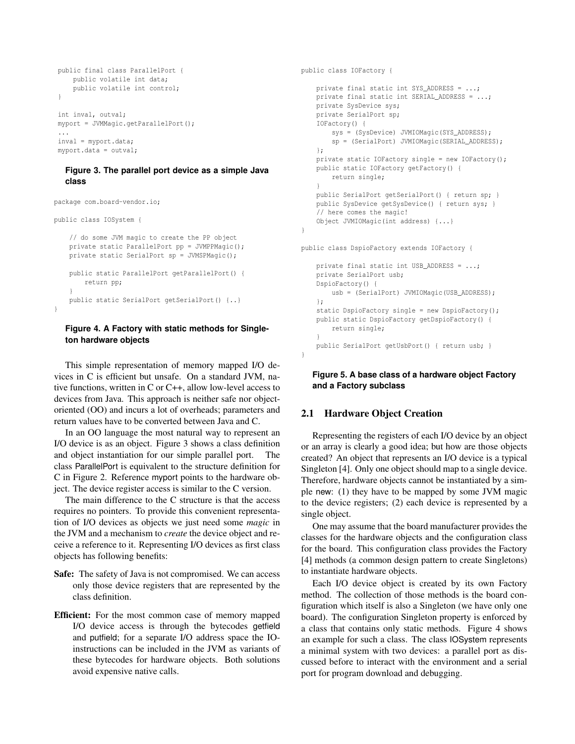```java
public final class ParallelPort {
    public volatile int data;
    public volatile int control;
}

int inval, outval;
myport = JVMMagic.getParallelPort();
...
inval = myport.data;
myport.data = outval;
```

**Figure 3. The parallel port device as a simple Java class**

```java
package com.board-vendor.io;

public class IOSystem {

    // do some JVM magic to create the PP object
    private static ParallelPort pp = JVMPPMagic();
    private static SerialPort sp = JVMSPMagic();

    public static ParallelPort getParallelPort() {
        return pp;
    }
    public static SerialPort getSerialPort() {..}
}
```

**Figure 4. A Factory with static methods for Singleton hardware objects**

This simple representation of memory mapped I/O devices in C is efficient but unsafe. On a standard JVM, native functions, written in C or C++, allow low-level access to devices from Java. This approach is neither safe nor object-oriented (OO) and incurs a lot of overheads; parameters and return values have to be converted between Java and C.

In an OO language the most natural way to represent an I/O device is as an object. Figure 3 shows a class definition and object instantiation for our simple parallel port. The class ParallelPort is equivalent to the structure definition for C in Figure 2. Reference myport points to the hardware object. The device register access is similar to the C version.

The main difference to the C structure is that the access requires no pointers. To provide this convenient representation of I/O devices as objects we just need some *magic* in the JVM and a mechanism to *create* the device object and receive a reference to it. Representing I/O devices as first class objects has following benefits:

**Safe:** The safety of Java is not compromised. We can access only those device registers that are represented by the class definition.

**Efficient:** For the most common case of memory mapped I/O device access is through the bytecodes getfield and putfield; for a separate I/O address space the IO-instructions can be included in the JVM as variants of these bytecodes for hardware objects. Both solutions avoid expensive native calls.

```java
public class IOFactory {

    private final static int SYS_ADDRESS = ...;
    private final static int SERIAL_ADDRESS = ...;
    private SysDevice sys;
    private SerialPort sp;
    IOFactory() {
        sys = (SysDevice) JVMIOMagic(SYS_ADDRESS);
        sp = (SerialPort) JVMIOMagic(SERIAL_ADDRESS);
    };
    private static IOFactory single = new IOFactory();
    public static IOFactory getFactory() {
        return single;
    }
    public SerialPort getSerialPort() { return sp; }
    public SysDevice getSysDevice() { return sys; }
    // here comes the magic!
    Object JVMIOMagic(int address) {...}
}

public class DspioFactory extends IOFactory {

    private final static int USB_ADDRESS = ...;
    private SerialPort usb;
    DspioFactory() {
        usb = (SerialPort) JVMIOMagic(USB_ADDRESS);
    };
    static DspioFactory single = new DspioFactory();
    public static DspioFactory getDspioFactory() {
        return single;
    }
    public SerialPort getUsbPort() { return usb; }
}
```

**Figure 5. A base class of a hardware object Factory and a Factory subclass**

## 2.1 Hardware Object Creation

Representing the registers of each I/O device by an object or an array is clearly a good idea; but how are those objects created? An object that represents an I/O device is a typical Singleton [4]. Only one object should map to a single device. Therefore, hardware objects cannot be instantiated by a simple new: (1) they have to be mapped by some JVM magic to the device registers; (2) each device is represented by a single object.

One may assume that the board manufacturer provides the classes for the hardware objects and the configuration class for the board. This configuration class provides the Factory [4] methods (a common design pattern to create Singletons) to instantiate hardware objects.

Each I/O device object is created by its own Factory method. The collection of those methods is the board configuration which itself is also a Singleton (we have only one board). The configuration Singleton property is enforced by a class that contains only static methods. Figure 4 shows an example for such a class. The class IOSystem represents a minimal system with two devices: a parallel port as discussed before to interact with the environment and a serial port for program download and debugging.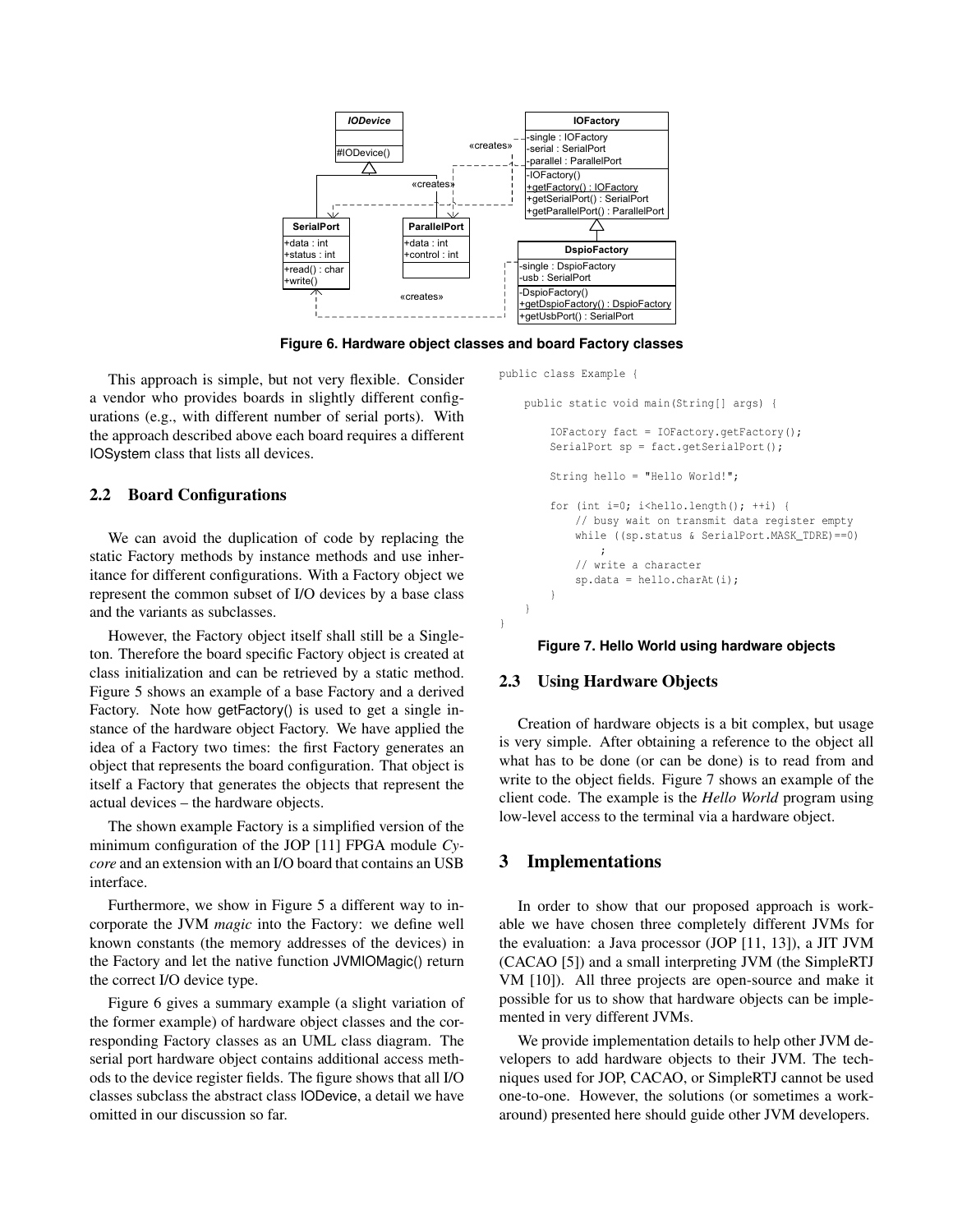**Figure 6. Hardware object classes and board Factory classes**

This approach is simple, but not very flexible. Consider a vendor who provides boards in slightly different configurations (e.g., with different number of serial ports). With the approach described above each board requires a different IOSystem class that lists all devices.

## 2.2 Board Configurations

We can avoid the duplication of code by replacing the static Factory methods by instance methods and use inheritance for different configurations. With a Factory object we represent the common subset of I/O devices by a base class and the variants as subclasses.

However, the Factory object itself shall still be a Singleton. Therefore the board specific Factory object is created at class initialization and can be retrieved by a static method. Figure 5 shows an example of a base Factory and a derived Factory. Note how getFactory() is used to get a single instance of the hardware object Factory. We have applied the idea of a Factory two times: the first Factory generates an object that represents the board configuration. That object is itself a Factory that generates the objects that represent the actual devices – the hardware objects.

The shown example Factory is a simplified version of the minimum configuration of the JOP [11] FPGA module *Cycore* and an extension with an I/O board that contains an USB interface.

Furthermore, we show in Figure 5 a different way to incorporate the JVM *magic* into the Factory: we define well known constants (the memory addresses of the devices) in the Factory and let the native function JVMIOMagic() return the correct I/O device type.

Figure 6 gives a summary example (a slight variation of the former example) of hardware object classes and the corresponding Factory classes as an UML class diagram. The serial port hardware object contains additional access methods to the device register fields. The figure shows that all I/O classes subclass the abstract class IODevice, a detail we have omitted in our discussion so far.

```
public class Example {

    public static void main(String[] args) {

        IOFactory fact = IOFactory.getFactory();
        SerialPort sp = fact.getSerialPort();

        String hello = "Hello World!";

        for (int i=0; i<hello.length(); ++i) {
            // busy wait on transmit data register empty
            while ((sp.status & SerialPort.MASK_TDRE)==0)
                ;
            // write a character
            sp.data = hello.charAt(i);
        }
    }
}
```

**Figure 7. Hello World using hardware objects**

## 2.3 Using Hardware Objects

Creation of hardware objects is a bit complex, but usage is very simple. After obtaining a reference to the object all what has to be done (or can be done) is to read from and write to the object fields. Figure 7 shows an example of the client code. The example is the *Hello World* program using low-level access to the terminal via a hardware object.

# 3 Implementations

In order to show that our proposed approach is workable we have chosen three completely different JVMs for the evaluation: a Java processor (JOP [11, 13]), a JIT JVM (CACAO [5]) and a small interpreting JVM (the SimpleRTJ VM [10]). All three projects are open-source and make it possible for us to show that hardware objects can be implemented in very different JVMs.

We provide implementation details to help other JVM developers to add hardware objects to their JVM. The techniques used for JOP, CACAO, or SimpleRTJ cannot be used one-to-one. However, the solutions (or sometimes a workaround) presented here should guide other JVM developers.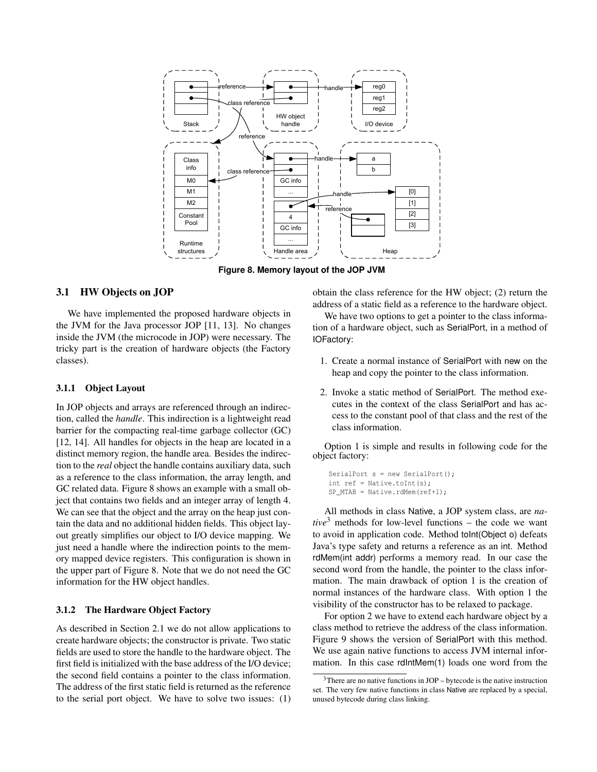Figure 8. Memory layout of the JOP JVM

### 3.1 HW Objects on JOP

We have implemented the proposed hardware objects in the JVM for the Java processor JOP [11, 13]. No changes inside the JVM (the microcode in JOP) were necessary. The tricky part is the creation of hardware objects (the Factory classes).

#### 3.1.1 Object Layout

In JOP objects and arrays are referenced through an indirection, called the *handle*. This indirection is a lightweight read barrier for the compacting real-time garbage collector (GC) [12, 14]. All handles for objects in the heap are located in a distinct memory region, the handle area. Besides the indirection to the *real* object the handle contains auxiliary data, such as a reference to the class information, the array length, and GC related data. Figure 8 shows an example with a small object that contains two fields and an integer array of length 4. We can see that the object and the array on the heap just contain the data and no additional hidden fields. This object layout greatly simplifies our object to I/O device mapping. We just need a handle where the indirection points to the memory mapped device registers. This configuration is shown in the upper part of Figure 8. Note that we do not need the GC information for the HW object handles.

#### 3.1.2 The Hardware Object Factory

As described in Section 2.1 we do not allow applications to create hardware objects; the constructor is private. Two static fields are used to store the handle to the hardware object. The first field is initialized with the base address of the I/O device; the second field contains a pointer to the class information. The address of the first static field is returned as the reference to the serial port object. We have to solve two issues: (1) obtain the class reference for the HW object; (2) return the address of a static field as a reference to the hardware object.

We have two options to get a pointer to the class information of a hardware object, such as SerialPort, in a method of IOFactory:

1. Create a normal instance of SerialPort with new on the heap and copy the pointer to the class information.
2. Invoke a static method of SerialPort. The method executes in the context of the class SerialPort and has access to the constant pool of that class and the rest of the class information.

Option 1 is simple and results in following code for the object factory:

```
SerialPort s = new SerialPort();
int ref = Native.toInt(s);
SP_MTAB = Native.rdMem(ref+1);
```

All methods in class Native, a JOP system class, are *native*[3] methods for low-level functions – the code we want to avoid in application code. Method toInt(Object o) defeats Java's type safety and returns a reference as an int. Method rdMem(int addr) performs a memory read. In our case the second word from the handle, the pointer to the class information. The main drawback of option 1 is the creation of normal instances of the hardware class. With option 1 the visibility of the constructor has to be relaxed to package.

For option 2 we have to extend each hardware object by a class method to retrieve the address of the class information. Figure 9 shows the version of SerialPort with this method. We use again native functions to access JVM internal information. In this case rdIntMem(1) loads one word from the

[3] There are no native functions in JOP – bytecode is the native instruction set. The very few native functions in class Native are replaced by a special, unused bytecode during class linking.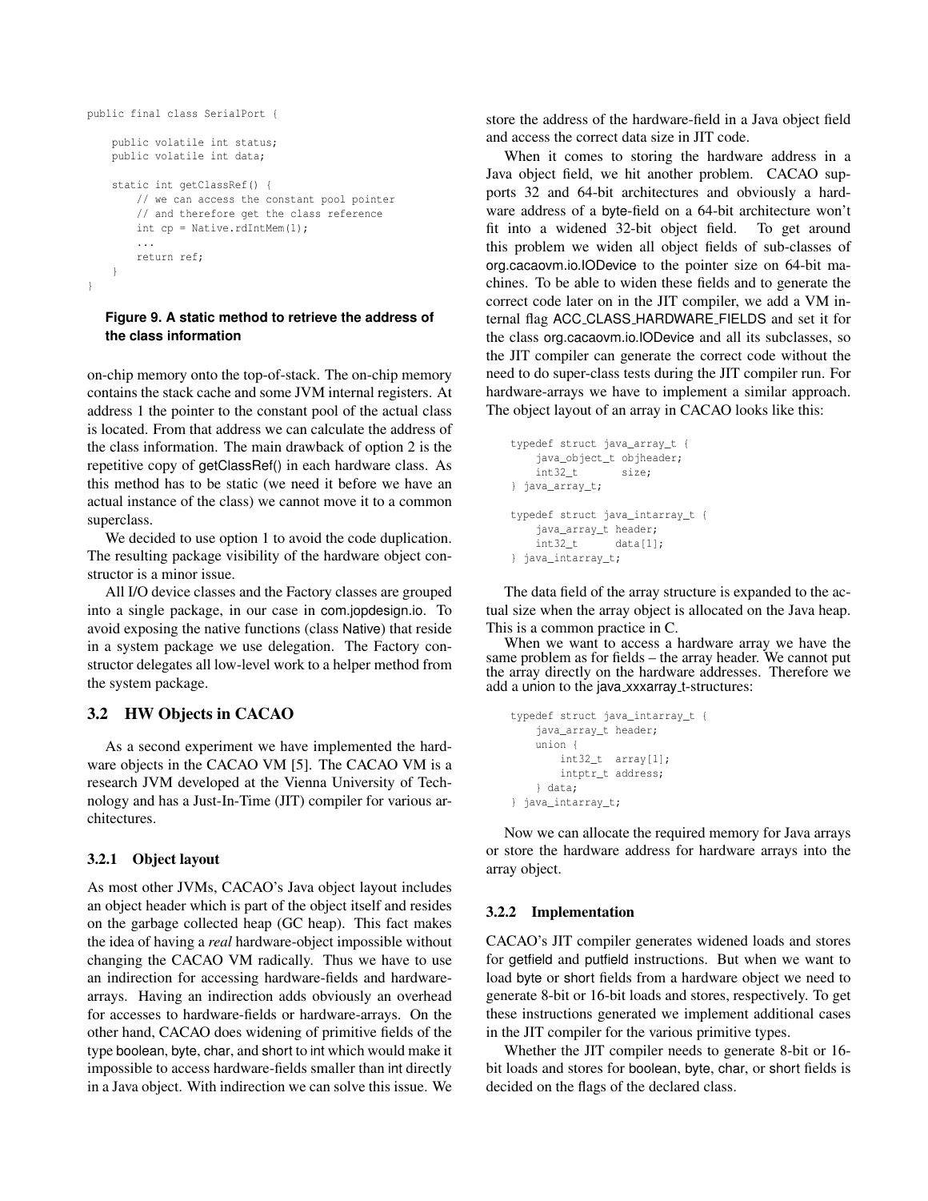```
public final class SerialPort {

    public volatile int status;
    public volatile int data;

    static int getClassRef() {
        // we can access the constant pool pointer
        // and therefore get the class reference
        int cp = Native.rdIntMem(1);
        ...
        return ref;
    }
}
```

**Figure 9. A static method to retrieve the address of the class information**

on-chip memory onto the top-of-stack. The on-chip memory contains the stack cache and some JVM internal registers. At address 1 the pointer to the constant pool of the actual class is located. From that address we can calculate the address of the class information. The main drawback of option 2 is the repetitive copy of getClassRef() in each hardware class. As this method has to be static (we need it before we have an actual instance of the class) we cannot move it to a common superclass.

We decided to use option 1 to avoid the code duplication. The resulting package visibility of the hardware object constructor is a minor issue.

All I/O device classes and the Factory classes are grouped into a single package, in our case in com.jopdesign.io. To avoid exposing the native functions (class Native) that reside in a system package we use delegation. The Factory constructor delegates all low-level work to a helper method from the system package.

### 3.2 HW Objects in CACAO

As a second experiment we have implemented the hardware objects in the CACAO VM [5]. The CACAO VM is a research JVM developed at the Vienna University of Technology and has a Just-In-Time (JIT) compiler for various architectures.

#### 3.2.1 Object layout

As most other JVMs, CACAO's Java object layout includes an object header which is part of the object itself and resides on the garbage collected heap (GC heap). This fact makes the idea of having a *real* hardware-object impossible without changing the CACAO VM radically. Thus we have to use an indirection for accessing hardware-fields and hardware-arrays. Having an indirection adds obviously an overhead for accesses to hardware-fields or hardware-arrays. On the other hand, CACAO does widening of primitive fields of the type boolean, byte, char, and short to int which would make it impossible to access hardware-fields smaller than int directly in a Java object. With indirection we can solve this issue. We store the address of the hardware-field in a Java object field and access the correct data size in JIT code.

When it comes to storing the hardware address in a Java object field, we hit another problem. CACAO supports 32 and 64-bit architectures and obviously a hardware address of a byte-field on a 64-bit architecture won't fit into a widened 32-bit object field. To get around this problem we widen all object fields of sub-classes of org.cacaovm.io.IODevice to the pointer size on 64-bit machines. To be able to widen these fields and to generate the correct code later on in the JIT compiler, we add a VM internal flag ACC_CLASS_HARDWARE_FIELDS and set it for the class org.cacaovm.io.IODevice and all its subclasses, so the JIT compiler can generate the correct code without the need to do super-class tests during the JIT compiler run. For hardware-arrays we have to implement a similar approach. The object layout of an array in CACAO looks like this:

```
typedef struct java_array_t {
    java_object_t objheader;
    int32_t       size;
} java_array_t;

typedef struct java_intarray_t {
    java_array_t header;
    int32_t      data[1];
} java_intarray_t;
```

The data field of the array structure is expanded to the actual size when the array object is allocated on the Java heap. This is a common practice in C.

When we want to access a hardware array we have the same problem as for fields – the array header. We cannot put the array directly on the hardware addresses. Therefore we add a union to the java_xxxarray_t-structures:

```
typedef struct java_intarray_t {
    java_array_t header;
    union {
        int32_t  array[1];
        intptr_t address;
    } data;
} java_intarray_t;
```

Now we can allocate the required memory for Java arrays or store the hardware address for hardware arrays into the array object.

#### 3.2.2 Implementation

CACAO's JIT compiler generates widened loads and stores for getfield and putfield instructions. But when we want to load byte or short fields from a hardware object we need to generate 8-bit or 16-bit loads and stores, respectively. To get these instructions generated we implement additional cases in the JIT compiler for the various primitive types.

Whether the JIT compiler needs to generate 8-bit or 16-bit loads and stores for boolean, byte, char, or short fields is decided on the flags of the declared class.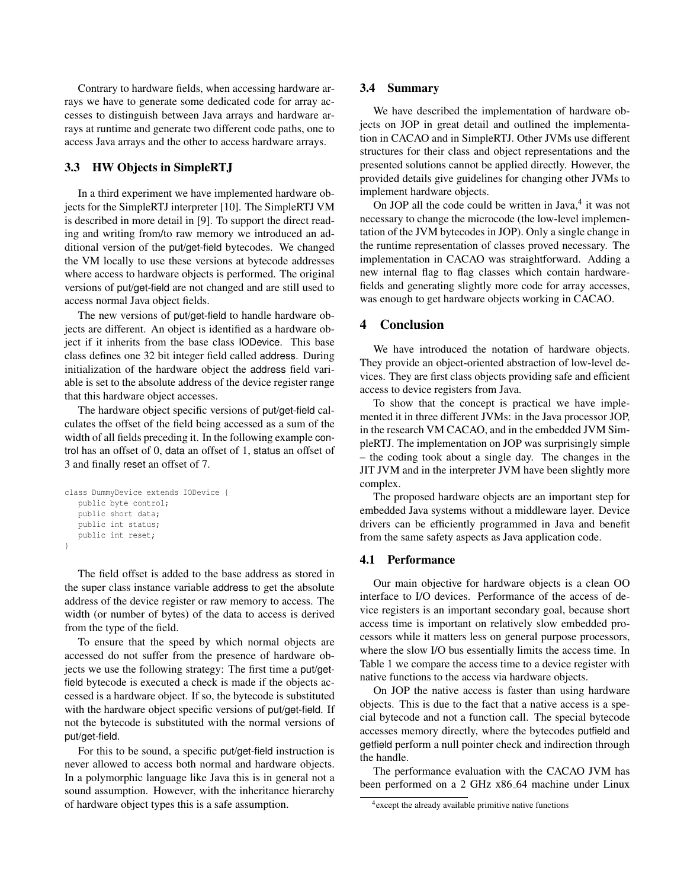Contrary to hardware fields, when accessing hardware arrays we have to generate some dedicated code for array accesses to distinguish between Java arrays and hardware arrays at runtime and generate two different code paths, one to access Java arrays and the other to access hardware arrays.

### 3.3 HW Objects in SimpleRTJ

In a third experiment we have implemented hardware objects for the SimpleRTJ interpreter [10]. The SimpleRTJ VM is described in more detail in [9]. To support the direct reading and writing from/to raw memory we introduced an additional version of the put/get-field bytecodes. We changed the VM locally to use these versions at bytecode addresses where access to hardware objects is performed. The original versions of put/get-field are not changed and are still used to access normal Java object fields.

The new versions of put/get-field to handle hardware objects are different. An object is identified as a hardware object if it inherits from the base class IODevice. This base class defines one 32 bit integer field called address. During initialization of the hardware object the address field variable is set to the absolute address of the device register range that this hardware object accesses.

The hardware object specific versions of put/get-field calculates the offset of the field being accessed as a sum of the width of all fields preceding it. In the following example control has an offset of 0, data an offset of 1, status an offset of 3 and finally reset an offset of 7.

```
class DummyDevice extends IODevice {
   public byte control;
   public short data;
   public int status;
   public int reset;
}
```

The field offset is added to the base address as stored in the super class instance variable address to get the absolute address of the device register or raw memory to access. The width (or number of bytes) of the data to access is derived from the type of the field.

To ensure that the speed by which normal objects are accessed do not suffer from the presence of hardware objects we use the following strategy: The first time a put/get-field bytecode is executed a check is made if the objects accessed is a hardware object. If so, the bytecode is substituted with the hardware object specific versions of put/get-field. If not the bytecode is substituted with the normal versions of put/get-field.

For this to be sound, a specific put/get-field instruction is never allowed to access both normal and hardware objects. In a polymorphic language like Java this is in general not a sound assumption. However, with the inheritance hierarchy of hardware object types this is a safe assumption.

### 3.4 Summary

We have described the implementation of hardware objects on JOP in great detail and outlined the implementation in CACAO and in SimpleRTJ. Other JVMs use different structures for their class and object representations and the presented solutions cannot be applied directly. However, the provided details give guidelines for changing other JVMs to implement hardware objects.

On JOP all the code could be written in Java,[4] it was not necessary to change the microcode (the low-level implementation of the JVM bytecodes in JOP). Only a single change in the runtime representation of classes proved necessary. The implementation in CACAO was straightforward. Adding a new internal flag to flag classes which contain hardware-fields and generating slightly more code for array accesses, was enough to get hardware objects working in CACAO.

## 4 Conclusion

We have introduced the notation of hardware objects. They provide an object-oriented abstraction of low-level devices. They are first class objects providing safe and efficient access to device registers from Java.

To show that the concept is practical we have implemented it in three different JVMs: in the Java processor JOP, in the research VM CACAO, and in the embedded JVM SimpleRTJ. The implementation on JOP was surprisingly simple – the coding took about a single day. The changes in the JIT JVM and in the interpreter JVM have been slightly more complex.

The proposed hardware objects are an important step for embedded Java systems without a middleware layer. Device drivers can be efficiently programmed in Java and benefit from the same safety aspects as Java application code.

### 4.1 Performance

Our main objective for hardware objects is a clean OO interface to I/O devices. Performance of the access of device registers is an important secondary goal, because short access time is important on relatively slow embedded processors while it matters less on general purpose processors, where the slow I/O bus essentially limits the access time. In Table 1 we compare the access time to a device register with native functions to the access via hardware objects.

On JOP the native access is faster than using hardware objects. This is due to the fact that a native access is a special bytecode and not a function call. The special bytecode accesses memory directly, where the bytecodes putfield and getfield perform a null pointer check and indirection through the handle.

The performance evaluation with the CACAO JVM has been performed on a 2 GHz x86_64 machine under Linux

[4] except the already available primitive native functions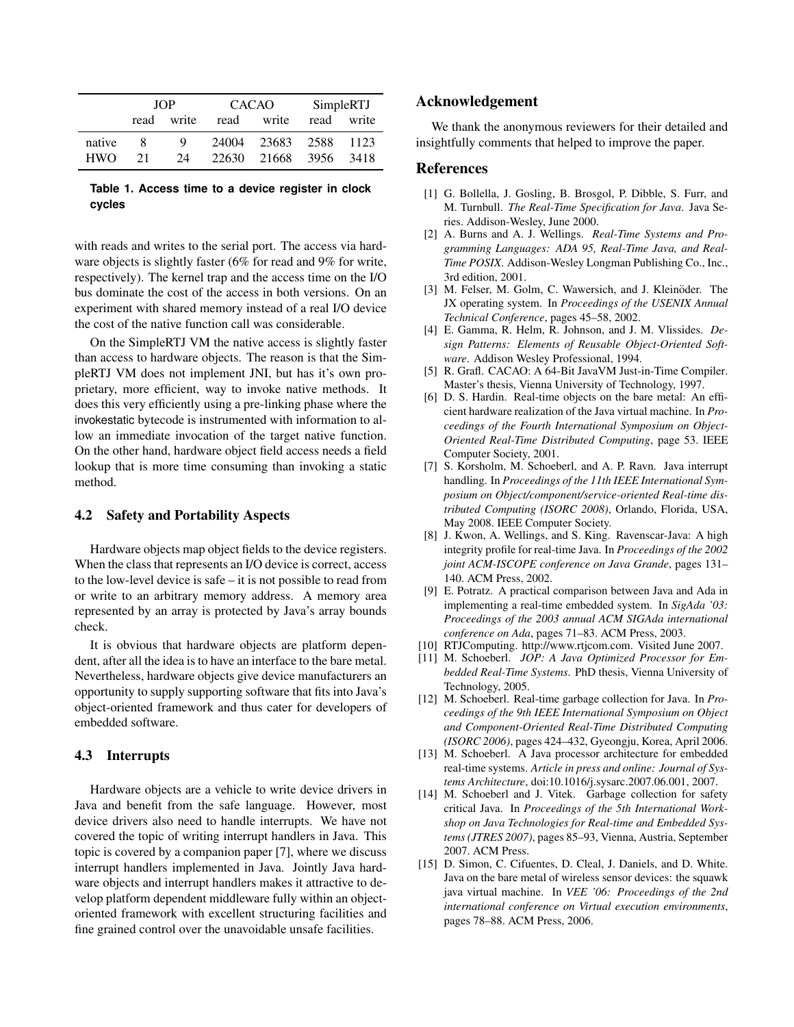| | JOP | | CACAO | | SimpleRTJ | |
|---|---|---|---|---|---|---|
| | read | write | read | write | read | write |
| native | 8 | 9 | 24004 | 23683 | 2588 | 1123 |
| HWO | 21 | 24 | 22630 | 21668 | 3956 | 3418 |

**Table 1. Access time to a device register in clock cycles**

with reads and writes to the serial port. The access via hardware objects is slightly faster (6% for read and 9% for write, respectively). The kernel trap and the access time on the I/O bus dominate the cost of the access in both versions. On an experiment with shared memory instead of a real I/O device the cost of the native function call was considerable.

On the SimpleRTJ VM the native access is slightly faster than access to hardware objects. The reason is that the SimpleRTJ VM does not implement JNI, but has it's own proprietary, more efficient, way to invoke native methods. It does this very efficiently using a pre-linking phase where the invokestatic bytecode is instrumented with information to allow an immediate invocation of the target native function. On the other hand, hardware object field access needs a field lookup that is more time consuming than invoking a static method.

### 4.2 Safety and Portability Aspects

Hardware objects map object fields to the device registers. When the class that represents an I/O device is correct, access to the low-level device is safe – it is not possible to read from or write to an arbitrary memory address. A memory area represented by an array is protected by Java's array bounds check.

It is obvious that hardware objects are platform dependent, after all the idea is to have an interface to the bare metal. Nevertheless, hardware objects give device manufacturers an opportunity to supply supporting software that fits into Java's object-oriented framework and thus cater for developers of embedded software.

### 4.3 Interrupts

Hardware objects are a vehicle to write device drivers in Java and benefit from the safe language. However, most device drivers also need to handle interrupts. We have not covered the topic of writing interrupt handlers in Java. This topic is covered by a companion paper [7], where we discuss interrupt handlers implemented in Java. Jointly Java hardware objects and interrupt handlers makes it attractive to develop platform dependent middleware fully within an object-oriented framework with excellent structuring facilities and fine grained control over the unavoidable unsafe facilities.

## Acknowledgement

We thank the anonymous reviewers for their detailed and insightfully comments that helped to improve the paper.

## References

[1] G. Bollella, J. Gosling, B. Brosgol, P. Dibble, S. Furr, and M. Turnbull. *The Real-Time Specification for Java*. Java Series. Addison-Wesley, June 2000.

[2] A. Burns and A. J. Wellings. *Real-Time Systems and Programming Languages: ADA 95, Real-Time Java, and Real-Time POSIX*. Addison-Wesley Longman Publishing Co., Inc., 3rd edition, 2001.

[3] M. Felser, M. Golm, C. Wawersich, and J. Kleinöder. The JX operating system. In *Proceedings of the USENIX Annual Technical Conference*, pages 45–58, 2002.

[4] E. Gamma, R. Helm, R. Johnson, and J. M. Vlissides. *Design Patterns: Elements of Reusable Object-Oriented Software*. Addison Wesley Professional, 1994.

[5] R. Grafl. CACAO: A 64-Bit JavaVM Just-in-Time Compiler. Master's thesis, Vienna University of Technology, 1997.

[6] D. S. Hardin. Real-time objects on the bare metal: An efficient hardware realization of the Java virtual machine. In *Proceedings of the Fourth International Symposium on Object-Oriented Real-Time Distributed Computing*, page 53. IEEE Computer Society, 2001.

[7] S. Korsholm, M. Schoeberl, and A. P. Ravn. Java interrupt handling. In *Proceedings of the 11th IEEE International Symposium on Object/component/service-oriented Real-time distributed Computing (ISORC 2008)*, Orlando, Florida, USA, May 2008. IEEE Computer Society.

[8] J. Kwon, A. Wellings, and S. King. Ravenscar-Java: A high integrity profile for real-time Java. In *Proceedings of the 2002 joint ACM-ISCOPE conference on Java Grande*, pages 131–140. ACM Press, 2002.

[9] E. Potratz. A practical comparison between Java and Ada in implementing a real-time embedded system. In *SigAda '03: Proceedings of the 2003 annual ACM SIGAda international conference on Ada*, pages 71–83. ACM Press, 2003.

[10] RTJComputing. http://www.rtjcom.com. Visited June 2007.

[11] M. Schoeberl. *JOP: A Java Optimized Processor for Embedded Real-Time Systems*. PhD thesis, Vienna University of Technology, 2005.

[12] M. Schoeberl. Real-time garbage collection for Java. In *Proceedings of the 9th IEEE International Symposium on Object and Component-Oriented Real-Time Distributed Computing (ISORC 2006)*, pages 424–432, Gyeongju, Korea, April 2006.

[13] M. Schoeberl. A Java processor architecture for embedded real-time systems. *Article in press and online: Journal of Systems Architecture*, doi:10.1016/j.sysarc.2007.06.001, 2007.

[14] M. Schoeberl and J. Vitek. Garbage collection for safety critical Java. In *Proceedings of the 5th International Workshop on Java Technologies for Real-time and Embedded Systems (JTRES 2007)*, pages 85–93, Vienna, Austria, September 2007. ACM Press.

[15] D. Simon, C. Cifuentes, D. Cleal, J. Daniels, and D. White. Java on the bare metal of wireless sensor devices: the squawk java virtual machine. In *VEE '06: Proceedings of the 2nd international conference on Virtual execution environments*, pages 78–88. ACM Press, 2006.